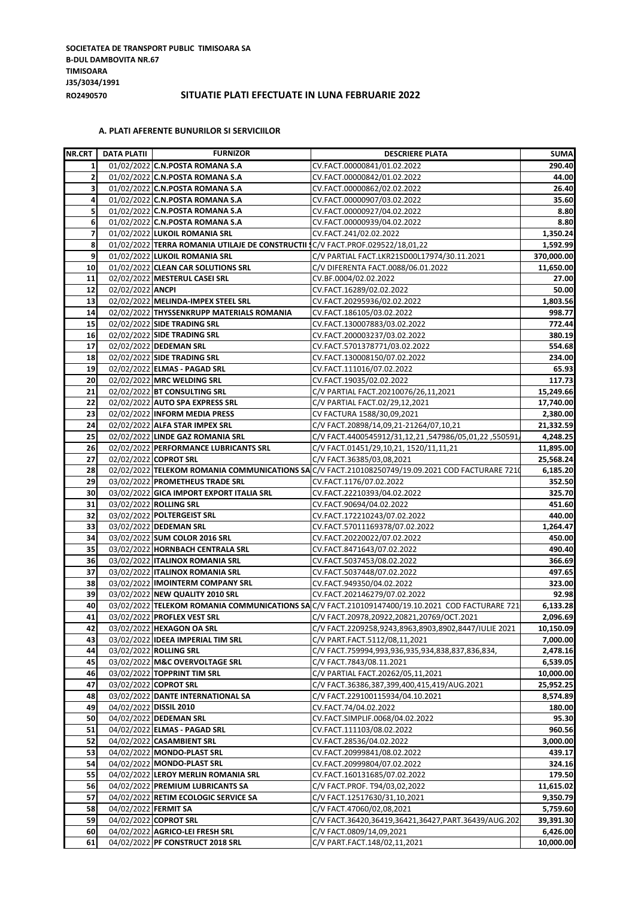**SOCIETATEA DE TRANSPORT PUBLIC TIMISOARA SA**
**B-DUL DAMBOVITA NR.67**
**TIMISOARA**
**J35/3034/1991**
**RO2490570**

# SITUATIE PLATI EFECTUATE IN LUNA FEBRUARIE 2022

### A. PLATI AFERENTE BUNURILOR SI SERVICIILOR

| NR.CRT | DATA PLATII | FURNIZOR | DESCRIERE PLATA | SUMA |
|---|---|---|---|---|
| 1 | 01/02/2022 | **C.N.POSTA ROMANA S.A** | CV.FACT.00000841/01.02.2022 | **290.40** |
| 2 | 01/02/2022 | **C.N.POSTA ROMANA S.A** | CV.FACT.00000842/01.02.2022 | **44.00** |
| 3 | 01/02/2022 | **C.N.POSTA ROMANA S.A** | CV.FACT.00000862/02.02.2022 | **26.40** |
| 4 | 01/02/2022 | **C.N.POSTA ROMANA S.A** | CV.FACT.00000907/03.02.2022 | **35.60** |
| 5 | 01/02/2022 | **C.N.POSTA ROMANA S.A** | CV.FACT.00000927/04.02.2022 | **8.80** |
| 6 | 01/02/2022 | **C.N.POSTA ROMANA S.A** | CV.FACT.00000939/04.02.2022 | **8.80** |
| 7 | 01/02/2022 | **LUKOIL ROMANIA SRL** | CV.FACT.241/02.02.2022 | **1,350.24** |
| 8 | 01/02/2022 | **TERRA ROMANIA UTILAJE DE CONSTRUCTII S** | C/V FACT.PROF.029522/18,01,22 | **1,592.99** |
| 9 | 01/02/2022 | **LUKOIL ROMANIA SRL** | C/V PARTIAL FACT.LKR21SD00L17974/30.11.2021 | **370,000.00** |
| 10 | 01/02/2022 | **CLEAN CAR SOLUTIONS SRL** | C/V DIFERENTA FACT.0088/06.01.2022 | **11,650.00** |
| 11 | 02/02/2022 | **MESTERUL CASEI SRL** | CV.BF.0004/02.02.2022 | **27.00** |
| 12 | 02/02/2022 | **ANCPI** | CV.FACT.16289/02.02.2022 | **50.00** |
| 13 | 02/02/2022 | **MELINDA-IMPEX STEEL SRL** | CV.FACT.20295936/02.02.2022 | **1,803.56** |
| 14 | 02/02/2022 | **THYSSENKRUPP MATERIALS ROMANIA** | CV.FACT.186105/03.02.2022 | **998.77** |
| 15 | 02/02/2022 | **SIDE TRADING SRL** | CV.FACT.130007883/03.02.2022 | **772.44** |
| 16 | 02/02/2022 | **SIDE TRADING SRL** | CV.FACT.200003237/03.02.2022 | **380.19** |
| 17 | 02/02/2022 | **DEDEMAN SRL** | CV.FACT.5701378771/03.02.2022 | **554.68** |
| 18 | 02/02/2022 | **SIDE TRADING SRL** | CV.FACT.130008150/07.02.2022 | **234.00** |
| 19 | 02/02/2022 | **ELMAS - PAGAD SRL** | CV.FACT.111016/07.02.2022 | **65.93** |
| 20 | 02/02/2022 | **MRC WELDING SRL** | CV.FACT.19035/02.02.2022 | **117.73** |
| 21 | 02/02/2022 | **BT CONSULTING SRL** | C/V PARTIAL FACT.20210076/26,11,2021 | **15,249.66** |
| 22 | 02/02/2022 | **AUTO SPA EXPRESS SRL** | C/V PARTIAL FACT.02/29,12,2021 | **17,740.00** |
| 23 | 02/02/2022 | **INFORM MEDIA PRESS** | CV FACTURA 1588/30,09,2021 | **2,380.00** |
| 24 | 02/02/2022 | **ALFA STAR IMPEX SRL** | C/V FACT.20898/14,09,21-21264/07,10,21 | **21,332.59** |
| 25 | 02/02/2022 | **LINDE GAZ ROMANIA SRL** | C/V FACT.4400545912/31,12,21 ,547986/05,01,22 ,550591/ | **4,248.25** |
| 26 | 02/02/2022 | **PERFORMANCE LUBRICANTS SRL** | C/V FACT.01451/29,10,21, 1520/11,11,21 | **11,895.00** |
| 27 | 02/02/2022 | **COPROT SRL** | C/V FACT.36385/03,08,2021 | **25,568.24** |
| 28 | 02/02/2022 | **TELEKOM ROMANIA COMMUNICATIONS SA** | C/V FACT.210108250749/19.09.2021 COD FACTURARE 7210 | **6,185.20** |
| 29 | 03/02/2022 | **PROMETHEUS TRADE SRL** | CV.FACT.1176/07.02.2022 | **352.50** |
| 30 | 03/02/2022 | **GICA IMPORT EXPORT ITALIA SRL** | CV.FACT.22210393/04.02.2022 | **325.70** |
| 31 | 03/02/2022 | **ROLLING SRL** | CV.FACT.90694/04.02.2022 | **451.60** |
| 32 | 03/02/2022 | **POLTERGEIST SRL** | CV.FACT.172210243/07.02.2022 | **440.00** |
| 33 | 03/02/2022 | **DEDEMAN SRL** | CV.FACT.57011169378/07.02.2022 | **1,264.47** |
| 34 | 03/02/2022 | **SUM COLOR 2016 SRL** | CV.FACT.20220022/07.02.2022 | **450.00** |
| 35 | 03/02/2022 | **HORNBACH CENTRALA SRL** | CV.FACT.8471643/07.02.2022 | **490.40** |
| 36 | 03/02/2022 | **ITALINOX ROMANIA SRL** | CV.FACT.5037453/08.02.2022 | **366.69** |
| 37 | 03/02/2022 | **ITALINOX ROMANIA SRL** | CV.FACT.5037448/07.02.2022 | **497.65** |
| 38 | 03/02/2022 | **IMOINTERM COMPANY SRL** | CV.FACT.949350/04.02.2022 | **323.00** |
| 39 | 03/02/2022 | **NEW QUALITY 2010 SRL** | CV.FACT.202146279/07.02.2022 | **92.98** |
| 40 | 03/02/2022 | **TELEKOM ROMANIA COMMUNICATIONS SA** | C/V FACT.210109147400/19.10.2021 COD FACTURARE 721 | **6,133.28** |
| 41 | 03/02/2022 | **PROFLEX VEST SRL** | C/V FACT.20978,20922,20821,20769/OCT.2021 | **2,096.69** |
| 42 | 03/02/2022 | **HEXAGON OA SRL** | C/V FACT.2209258,9243,8963,8903,8902,8447/IULIE 2021 | **10,150.09** |
| 43 | 03/02/2022 | **IDEEA IMPERIAL TIM SRL** | C/V PART.FACT.5112/08,11,2021 | **7,000.00** |
| 44 | 03/02/2022 | **ROLLING SRL** | C/V FACT.759994,993,936,935,934,838,837,836,834, | **2,478.16** |
| 45 | 03/02/2022 | **M&C OVERVOLTAGE SRL** | C/V FACT.7843/08.11.2021 | **6,539.05** |
| 46 | 03/02/2022 | **TOPPRINT TIM SRL** | C/V PARTIAL FACT.20262/05,11,2021 | **10,000.00** |
| 47 | 03/02/2022 | **COPROT SRL** | C/V FACT.36386,387,399,400,415,419/AUG.2021 | **25,952.25** |
| 48 | 03/02/2022 | **DANTE INTERNATIONAL SA** | C/V FACT.229100115934/04.10.2021 | **8,574.89** |
| 49 | 04/02/2022 | **DISSIL 2010** | CV.FACT.74/04.02.2022 | **180.00** |
| 50 | 04/02/2022 | **DEDEMAN SRL** | CV.FACT.SIMPLIF.0068/04.02.2022 | **95.30** |
| 51 | 04/02/2022 | **ELMAS - PAGAD SRL** | CV.FACT.111103/08.02.2022 | **960.56** |
| 52 | 04/02/2022 | **CASAMBIENT SRL** | CV.FACT.28536/04.02.2022 | **3,000.00** |
| 53 | 04/02/2022 | **MONDO-PLAST SRL** | CV.FACT.20999841/08.02.2022 | **439.17** |
| 54 | 04/02/2022 | **MONDO-PLAST SRL** | CV.FACT.20999804/07.02.2022 | **324.16** |
| 55 | 04/02/2022 | **LEROY MERLIN ROMANIA SRL** | CV.FACT.160131685/07.02.2022 | **179.50** |
| 56 | 04/02/2022 | **PREMIUM LUBRICANTS SA** | C/V FACT.PROF. T94/03,02,2022 | **11,615.02** |
| 57 | 04/02/2022 | **RETIM ECOLOGIC SERVICE SA** | C/V FACT.12517630/31,10,2021 | **9,350.79** |
| 58 | 04/02/2022 | **FERMIT SA** | C/V FACT.47060/02,08,2021 | **5,759.60** |
| 59 | 04/02/2022 | **COPROT SRL** | C/V FACT.36420,36419,36421,36427,PART.36439/AUG.202 | **39,391.30** |
| 60 | 04/02/2022 | **AGRICO-LEI FRESH SRL** | C/V FACT.0809/14,09,2021 | **6,426.00** |
| 61 | 04/02/2022 | **PF CONSTRUCT 2018 SRL** | C/V PART.FACT.148/02,11,2021 | **10,000.00** |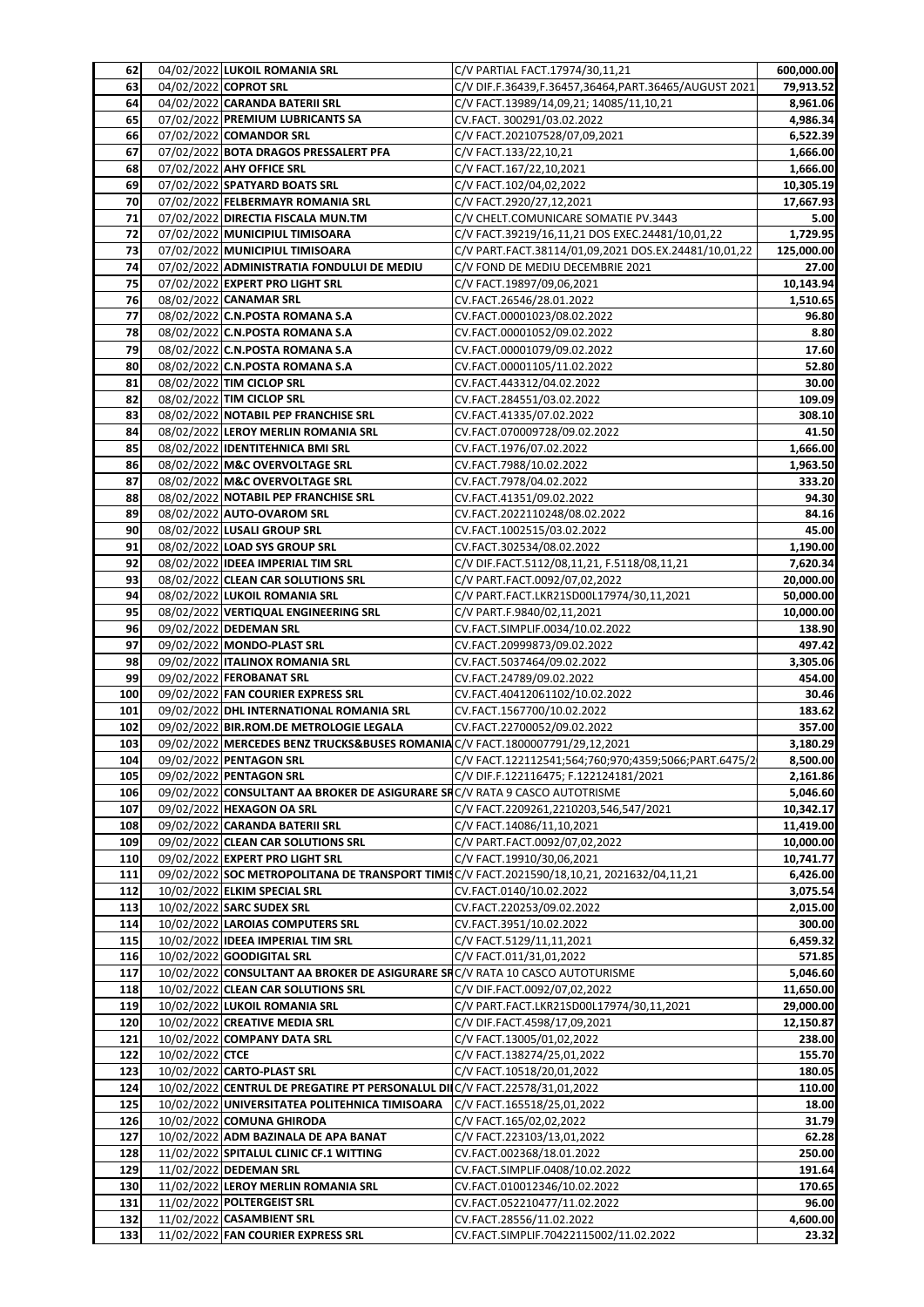| | | | | |
|---|---|---|---|---|
| 62 | 04/02/2022 | LUKOIL ROMANIA SRL | C/V PARTIAL FACT.17974/30,11,21 | 600,000.00 |
| 63 | 04/02/2022 | COPROT SRL | C/V DIF.F.36439,F.36457,36464,PART.36465/AUGUST 2021 | 79,913.52 |
| 64 | 04/02/2022 | CARANDA BATERII SRL | C/V FACT.13989/14,09,21; 14085/11,10,21 | 8,961.06 |
| 65 | 07/02/2022 | PREMIUM LUBRICANTS SA | CV.FACT. 300291/03.02.2022 | 4,986.34 |
| 66 | 07/02/2022 | COMANDOR SRL | C/V FACT.202107528/07,09,2021 | 6,522.39 |
| 67 | 07/02/2022 | BOTA DRAGOS PRESSALERT PFA | C/V FACT.133/22,10,21 | 1,666.00 |
| 68 | 07/02/2022 | AHY OFFICE SRL | C/V FACT.167/22,10,2021 | 1,666.00 |
| 69 | 07/02/2022 | SPATYARD BOATS SRL | C/V FACT.102/04,02,2022 | 10,305.19 |
| 70 | 07/02/2022 | FELBERMAYR ROMANIA SRL | C/V FACT.2920/27,12,2021 | 17,667.93 |
| 71 | 07/02/2022 | DIRECTIA FISCALA MUN.TM | C/V CHELT.COMUNICARE SOMATIE PV.3443 | 5.00 |
| 72 | 07/02/2022 | MUNICIPIUL TIMISOARA | C/V FACT.39219/16,11,21 DOS EXEC.24481/10,01,22 | 1,729.95 |
| 73 | 07/02/2022 | MUNICIPIUL TIMISOARA | C/V PART.FACT.38114/01,09,2021 DOS.EX.24481/10,01,22 | 125,000.00 |
| 74 | 07/02/2022 | ADMINISTRATIA FONDULUI DE MEDIU | C/V FOND DE MEDIU DECEMBRIE 2021 | 27.00 |
| 75 | 07/02/2022 | EXPERT PRO LIGHT SRL | C/V FACT.19897/09,06,2021 | 10,143.94 |
| 76 | 08/02/2022 | CANAMAR SRL | CV.FACT.26546/28.01.2022 | 1,510.65 |
| 77 | 08/02/2022 | C.N.POSTA ROMANA S.A | CV.FACT.00001023/08.02.2022 | 96.80 |
| 78 | 08/02/2022 | C.N.POSTA ROMANA S.A | CV.FACT.00001052/09.02.2022 | 8.80 |
| 79 | 08/02/2022 | C.N.POSTA ROMANA S.A | CV.FACT.00001079/09.02.2022 | 17.60 |
| 80 | 08/02/2022 | C.N.POSTA ROMANA S.A | CV.FACT.00001105/11.02.2022 | 52.80 |
| 81 | 08/02/2022 | TIM CICLOP SRL | CV.FACT.443312/04.02.2022 | 30.00 |
| 82 | 08/02/2022 | TIM CICLOP SRL | CV.FACT.284551/03.02.2022 | 109.09 |
| 83 | 08/02/2022 | NOTABIL PEP FRANCHISE SRL | CV.FACT.41335/07.02.2022 | 308.10 |
| 84 | 08/02/2022 | LEROY MERLIN ROMANIA SRL | CV.FACT.070009728/09.02.2022 | 41.50 |
| 85 | 08/02/2022 | IDENTITEHNICA BMI SRL | CV.FACT.1976/07.02.2022 | 1,666.00 |
| 86 | 08/02/2022 | M&C OVERVOLTAGE SRL | CV.FACT.7988/10.02.2022 | 1,963.50 |
| 87 | 08/02/2022 | M&C OVERVOLTAGE SRL | CV.FACT.7978/04.02.2022 | 333.20 |
| 88 | 08/02/2022 | NOTABIL PEP FRANCHISE SRL | CV.FACT.41351/09.02.2022 | 94.30 |
| 89 | 08/02/2022 | AUTO-OVAROM SRL | CV.FACT.2022110248/08.02.2022 | 84.16 |
| 90 | 08/02/2022 | LUSALI GROUP SRL | CV.FACT.1002515/03.02.2022 | 45.00 |
| 91 | 08/02/2022 | LOAD SYS GROUP SRL | CV.FACT.302534/08.02.2022 | 1,190.00 |
| 92 | 08/02/2022 | IDEEA IMPERIAL TIM SRL | C/V DIF.FACT.5112/08,11,21, F.5118/08,11,21 | 7,620.34 |
| 93 | 08/02/2022 | CLEAN CAR SOLUTIONS SRL | C/V PART.FACT.0092/07,02,2022 | 20,000.00 |
| 94 | 08/02/2022 | LUKOIL ROMANIA SRL | C/V PART.FACT.LKR21SD00L17974/30,11,2021 | 50,000.00 |
| 95 | 08/02/2022 | VERTIQUAL ENGINEERING SRL | C/V PART.F.9840/02,11,2021 | 10,000.00 |
| 96 | 09/02/2022 | DEDEMAN SRL | CV.FACT.SIMPLIF.0034/10.02.2022 | 138.90 |
| 97 | 09/02/2022 | MONDO-PLAST SRL | CV.FACT.20999873/09.02.2022 | 497.42 |
| 98 | 09/02/2022 | ITALINOX ROMANIA SRL | CV.FACT.5037464/09.02.2022 | 3,305.06 |
| 99 | 09/02/2022 | FEROBANAT SRL | CV.FACT.24789/09.02.2022 | 454.00 |
| 100 | 09/02/2022 | FAN COURIER EXPRESS SRL | CV.FACT.40412061102/10.02.2022 | 30.46 |
| 101 | 09/02/2022 | DHL INTERNATIONAL ROMANIA SRL | CV.FACT.1567700/10.02.2022 | 183.62 |
| 102 | 09/02/2022 | BIR.ROM.DE METROLOGIE LEGALA | CV.FACT.22700052/09.02.2022 | 357.00 |
| 103 | 09/02/2022 | MERCEDES BENZ TRUCKS&BUSES ROMANIA | C/V FACT.1800007791/29,12,2021 | 3,180.29 |
| 104 | 09/02/2022 | PENTAGON SRL | C/V FACT.122112541;564;760;970;4359;5066;PART.6475/2 | 8,500.00 |
| 105 | 09/02/2022 | PENTAGON SRL | C/V DIF.F.122116475; F.122124181/2021 | 2,161.86 |
| 106 | 09/02/2022 | CONSULTANT AA BROKER DE ASIGURARE SR | C/V RATA 9 CASCO AUTOTRISME | 5,046.60 |
| 107 | 09/02/2022 | HEXAGON OA SRL | C/V FACT.2209261,2210203,546,547/2021 | 10,342.17 |
| 108 | 09/02/2022 | CARANDA BATERII SRL | C/V FACT.14086/11,10,2021 | 11,419.00 |
| 109 | 09/02/2022 | CLEAN CAR SOLUTIONS SRL | C/V PART.FACT.0092/07,02,2022 | 10,000.00 |
| 110 | 09/02/2022 | EXPERT PRO LIGHT SRL | C/V FACT.19910/30,06,2021 | 10,741.77 |
| 111 | 09/02/2022 | SOC METROPOLITANA DE TRANSPORT TIMIS | C/V FACT.2021590/18,10,21, 2021632/04,11,21 | 6,426.00 |
| 112 | 10/02/2022 | ELKIM SPECIAL SRL | CV.FACT.0140/10.02.2022 | 3,075.54 |
| 113 | 10/02/2022 | SARC SUDEX SRL | CV.FACT.220253/09.02.2022 | 2,015.00 |
| 114 | 10/02/2022 | LAROIAS COMPUTERS SRL | CV.FACT.3951/10.02.2022 | 300.00 |
| 115 | 10/02/2022 | IDEEA IMPERIAL TIM SRL | C/V FACT.5129/11,11,2021 | 6,459.32 |
| 116 | 10/02/2022 | GOODIGITAL SRL | C/V FACT.011/31,01,2022 | 571.85 |
| 117 | 10/02/2022 | CONSULTANT AA BROKER DE ASIGURARE SR | C/V RATA 10 CASCO AUTOTURISME | 5,046.60 |
| 118 | 10/02/2022 | CLEAN CAR SOLUTIONS SRL | C/V DIF.FACT.0092/07,02,2022 | 11,650.00 |
| 119 | 10/02/2022 | LUKOIL ROMANIA SRL | C/V PART.FACT.LKR21SD00L17974/30,11,2021 | 29,000.00 |
| 120 | 10/02/2022 | CREATIVE MEDIA SRL | C/V DIF.FACT.4598/17,09,2021 | 12,150.87 |
| 121 | 10/02/2022 | COMPANY DATA SRL | C/V FACT.13005/01,02,2022 | 238.00 |
| 122 | 10/02/2022 | CTCE | C/V FACT.138274/25,01,2022 | 155.70 |
| 123 | 10/02/2022 | CARTO-PLAST SRL | C/V FACT.10518/20,01,2022 | 180.05 |
| 124 | 10/02/2022 | CENTRUL DE PREGATIRE PT PERSONALUL DI | C/V FACT.22578/31,01,2022 | 110.00 |
| 125 | 10/02/2022 | UNIVERSITATEA POLITEHNICA TIMISOARA | C/V FACT.165518/25,01,2022 | 18.00 |
| 126 | 10/02/2022 | COMUNA GHIRODA | C/V FACT.165/02,02,2022 | 31.79 |
| 127 | 10/02/2022 | ADM BAZINALA DE APA BANAT | C/V FACT.223103/13,01,2022 | 62.28 |
| 128 | 11/02/2022 | SPITALUL CLINIC CF.1 WITTING | CV.FACT.002368/18.01.2022 | 250.00 |
| 129 | 11/02/2022 | DEDEMAN SRL | CV.FACT.SIMPLIF.0408/10.02.2022 | 191.64 |
| 130 | 11/02/2022 | LEROY MERLIN ROMANIA SRL | CV.FACT.010012346/10.02.2022 | 170.65 |
| 131 | 11/02/2022 | POLTERGEIST SRL | CV.FACT.052210477/11.02.2022 | 96.00 |
| 132 | 11/02/2022 | CASAMBIENT SRL | CV.FACT.28556/11.02.2022 | 4,600.00 |
| 133 | 11/02/2022 | FAN COURIER EXPRESS SRL | CV.FACT.SIMPLIF.70422115002/11.02.2022 | 23.32 |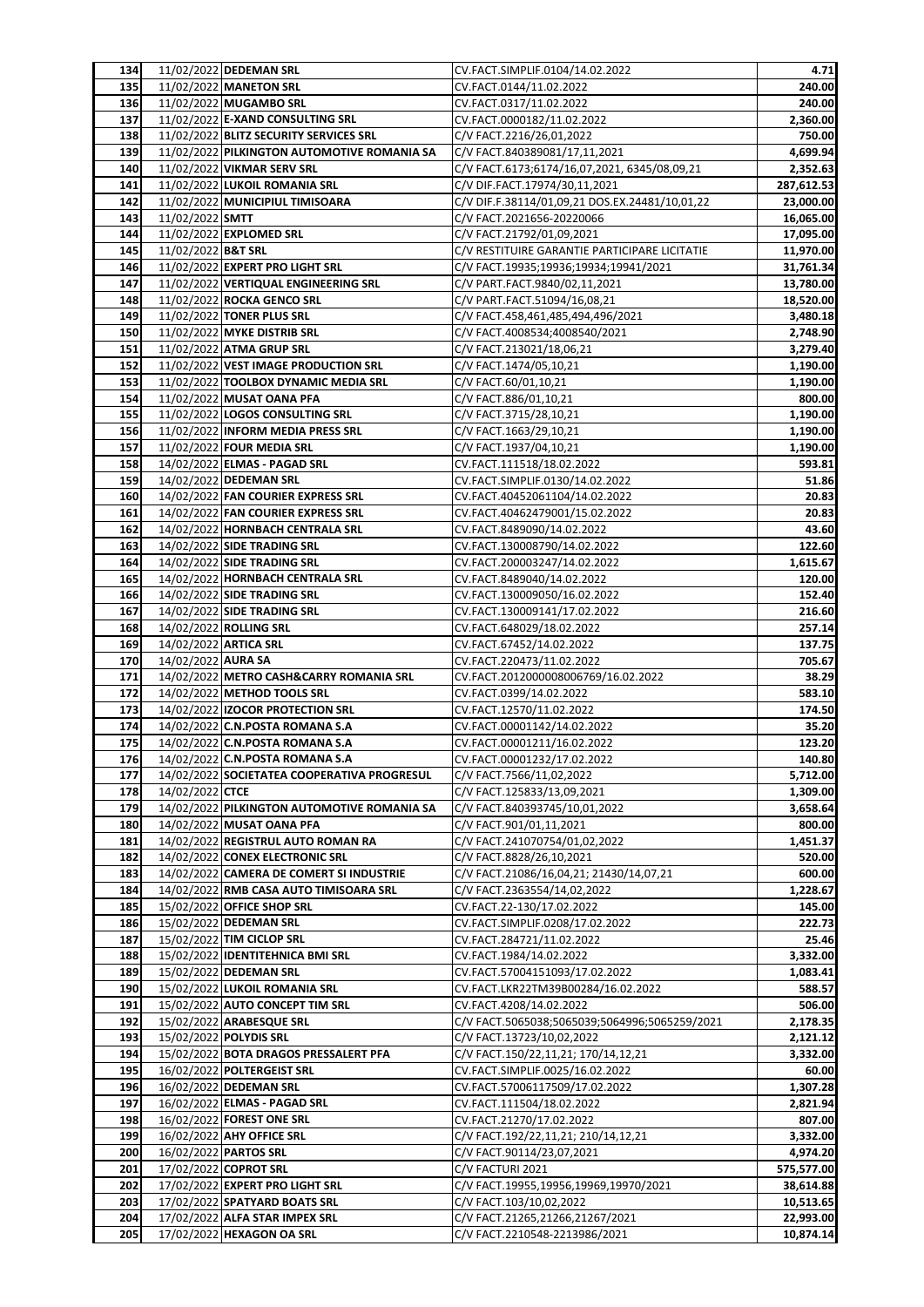| | | | | |
|---|---|---|---|---|
| 134 | 11/02/2022 | DEDEMAN SRL | CV.FACT.SIMPLIF.0104/14.02.2022 | 4.71 |
| 135 | 11/02/2022 | MANETON SRL | CV.FACT.0144/11.02.2022 | 240.00 |
| 136 | 11/02/2022 | MUGAMBO SRL | CV.FACT.0317/11.02.2022 | 240.00 |
| 137 | 11/02/2022 | E-XAND CONSULTING SRL | CV.FACT.0000182/11.02.2022 | 2,360.00 |
| 138 | 11/02/2022 | BLITZ SECURITY SERVICES SRL | C/V FACT.2216/26,01,2022 | 750.00 |
| 139 | 11/02/2022 | PILKINGTON AUTOMOTIVE ROMANIA SA | C/V FACT.840389081/17,11,2021 | 4,699.94 |
| 140 | 11/02/2022 | VIKMAR SERV SRL | C/V FACT.6173;6174/16,07,2021, 6345/08,09,21 | 2,352.63 |
| 141 | 11/02/2022 | LUKOIL ROMANIA SRL | C/V DIF.FACT.17974/30,11,2021 | 287,612.53 |
| 142 | 11/02/2022 | MUNICIPIUL TIMISOARA | C/V DIF.F.38114/01,09,21 DOS.EX.24481/10,01,22 | 23,000.00 |
| 143 | 11/02/2022 | SMTT | C/V FACT.2021656-20220066 | 16,065.00 |
| 144 | 11/02/2022 | EXPLOMED SRL | C/V FACT.21792/01,09,2021 | 17,095.00 |
| 145 | 11/02/2022 | B&T SRL | C/V RESTITUIRE GARANTIE PARTICIPARE LICITATIE | 11,970.00 |
| 146 | 11/02/2022 | EXPERT PRO LIGHT SRL | C/V FACT.19935;19936;19934;19941/2021 | 31,761.34 |
| 147 | 11/02/2022 | VERTIQUAL ENGINEERING SRL | C/V PART.FACT.9840/02,11,2021 | 13,780.00 |
| 148 | 11/02/2022 | ROCKA GENCO SRL | C/V PART.FACT.51094/16,08,21 | 18,520.00 |
| 149 | 11/02/2022 | TONER PLUS SRL | C/V FACT.458,461,485,494,496/2021 | 3,480.18 |
| 150 | 11/02/2022 | MYKE DISTRIB SRL | C/V FACT.4008534;4008540/2021 | 2,748.90 |
| 151 | 11/02/2022 | ATMA GRUP SRL | C/V FACT.213021/18,06,21 | 3,279.40 |
| 152 | 11/02/2022 | VEST IMAGE PRODUCTION SRL | C/V FACT.1474/05,10,21 | 1,190.00 |
| 153 | 11/02/2022 | TOOLBOX DYNAMIC MEDIA SRL | C/V FACT.60/01,10,21 | 1,190.00 |
| 154 | 11/02/2022 | MUSAT OANA PFA | C/V FACT.886/01,10,21 | 800.00 |
| 155 | 11/02/2022 | LOGOS CONSULTING SRL | C/V FACT.3715/28,10,21 | 1,190.00 |
| 156 | 11/02/2022 | INFORM MEDIA PRESS SRL | C/V FACT.1663/29,10,21 | 1,190.00 |
| 157 | 11/02/2022 | FOUR MEDIA SRL | C/V FACT.1937/04,10,21 | 1,190.00 |
| 158 | 14/02/2022 | ELMAS - PAGAD SRL | CV.FACT.111518/18.02.2022 | 593.81 |
| 159 | 14/02/2022 | DEDEMAN SRL | CV.FACT.SIMPLIF.0130/14.02.2022 | 51.86 |
| 160 | 14/02/2022 | FAN COURIER EXPRESS SRL | CV.FACT.40452061104/14.02.2022 | 20.83 |
| 161 | 14/02/2022 | FAN COURIER EXPRESS SRL | CV.FACT.40462479001/15.02.2022 | 20.83 |
| 162 | 14/02/2022 | HORNBACH CENTRALA SRL | CV.FACT.8489090/14.02.2022 | 43.60 |
| 163 | 14/02/2022 | SIDE TRADING SRL | CV.FACT.130008790/14.02.2022 | 122.60 |
| 164 | 14/02/2022 | SIDE TRADING SRL | CV.FACT.200003247/14.02.2022 | 1,615.67 |
| 165 | 14/02/2022 | HORNBACH CENTRALA SRL | CV.FACT.8489040/14.02.2022 | 120.00 |
| 166 | 14/02/2022 | SIDE TRADING SRL | CV.FACT.130009050/16.02.2022 | 152.40 |
| 167 | 14/02/2022 | SIDE TRADING SRL | CV.FACT.130009141/17.02.2022 | 216.60 |
| 168 | 14/02/2022 | ROLLING SRL | CV.FACT.648029/18.02.2022 | 257.14 |
| 169 | 14/02/2022 | ARTICA SRL | CV.FACT.67452/14.02.2022 | 137.75 |
| 170 | 14/02/2022 | AURA SA | CV.FACT.220473/11.02.2022 | 705.67 |
| 171 | 14/02/2022 | METRO CASH&CARRY ROMANIA SRL | CV.FACT.2012000008006769/16.02.2022 | 38.29 |
| 172 | 14/02/2022 | METHOD TOOLS SRL | CV.FACT.0399/14.02.2022 | 583.10 |
| 173 | 14/02/2022 | IZOCOR PROTECTION SRL | CV.FACT.12570/11.02.2022 | 174.50 |
| 174 | 14/02/2022 | C.N.POSTA ROMANA S.A | CV.FACT.00001142/14.02.2022 | 35.20 |
| 175 | 14/02/2022 | C.N.POSTA ROMANA S.A | CV.FACT.00001211/16.02.2022 | 123.20 |
| 176 | 14/02/2022 | C.N.POSTA ROMANA S.A | CV.FACT.00001232/17.02.2022 | 140.80 |
| 177 | 14/02/2022 | SOCIETATEA COOPERATIVA PROGRESUL | C/V FACT.7566/11,02,2022 | 5,712.00 |
| 178 | 14/02/2022 | CTCE | C/V FACT.125833/13,09,2021 | 1,309.00 |
| 179 | 14/02/2022 | PILKINGTON AUTOMOTIVE ROMANIA SA | C/V FACT.840393745/10,01,2022 | 3,658.64 |
| 180 | 14/02/2022 | MUSAT OANA PFA | C/V FACT.901/01,11,2021 | 800.00 |
| 181 | 14/02/2022 | REGISTRUL AUTO ROMAN RA | C/V FACT.241070754/01,02,2022 | 1,451.37 |
| 182 | 14/02/2022 | CONEX ELECTRONIC SRL | C/V FACT.8828/26,10,2021 | 520.00 |
| 183 | 14/02/2022 | CAMERA DE COMERT SI INDUSTRIE | C/V FACT.21086/16,04,21; 21430/14,07,21 | 600.00 |
| 184 | 14/02/2022 | RMB CASA AUTO TIMISOARA SRL | C/V FACT.2363554/14,02,2022 | 1,228.67 |
| 185 | 15/02/2022 | OFFICE SHOP SRL | CV.FACT.22-130/17.02.2022 | 145.00 |
| 186 | 15/02/2022 | DEDEMAN SRL | CV.FACT.SIMPLIF.0208/17.02.2022 | 222.73 |
| 187 | 15/02/2022 | TIM CICLOP SRL | CV.FACT.284721/11.02.2022 | 25.46 |
| 188 | 15/02/2022 | IDENTITEHNICA BMI SRL | CV.FACT.1984/14.02.2022 | 3,332.00 |
| 189 | 15/02/2022 | DEDEMAN SRL | CV.FACT.57004151093/17.02.2022 | 1,083.41 |
| 190 | 15/02/2022 | LUKOIL ROMANIA SRL | CV.FACT.LKR22TM39B00284/16.02.2022 | 588.57 |
| 191 | 15/02/2022 | AUTO CONCEPT TIM SRL | CV.FACT.4208/14.02.2022 | 506.00 |
| 192 | 15/02/2022 | ARABESQUE SRL | C/V FACT.5065038;5065039;5064996;5065259/2021 | 2,178.35 |
| 193 | 15/02/2022 | POLYDIS SRL | C/V FACT.13723/10,02,2022 | 2,121.12 |
| 194 | 15/02/2022 | BOTA DRAGOS PRESSALERT PFA | C/V FACT.150/22,11,21; 170/14,12,21 | 3,332.00 |
| 195 | 16/02/2022 | POLTERGEIST SRL | CV.FACT.SIMPLIF.0025/16.02.2022 | 60.00 |
| 196 | 16/02/2022 | DEDEMAN SRL | CV.FACT.57006117509/17.02.2022 | 1,307.28 |
| 197 | 16/02/2022 | ELMAS - PAGAD SRL | CV.FACT.111504/18.02.2022 | 2,821.94 |
| 198 | 16/02/2022 | FOREST ONE SRL | CV.FACT.21270/17.02.2022 | 807.00 |
| 199 | 16/02/2022 | AHY OFFICE SRL | C/V FACT.192/22,11,21; 210/14,12,21 | 3,332.00 |
| 200 | 16/02/2022 | PARTOS SRL | C/V FACT.90114/23,07,2021 | 4,974.20 |
| 201 | 17/02/2022 | COPROT SRL | C/V FACTURI 2021 | 575,577.00 |
| 202 | 17/02/2022 | EXPERT PRO LIGHT SRL | C/V FACT.19955,19956,19969,19970/2021 | 38,614.88 |
| 203 | 17/02/2022 | SPATYARD BOATS SRL | C/V FACT.103/10,02,2022 | 10,513.65 |
| 204 | 17/02/2022 | ALFA STAR IMPEX SRL | C/V FACT.21265,21266,21267/2021 | 22,993.00 |
| 205 | 17/02/2022 | HEXAGON OA SRL | C/V FACT.2210548-2213986/2021 | 10,874.14 |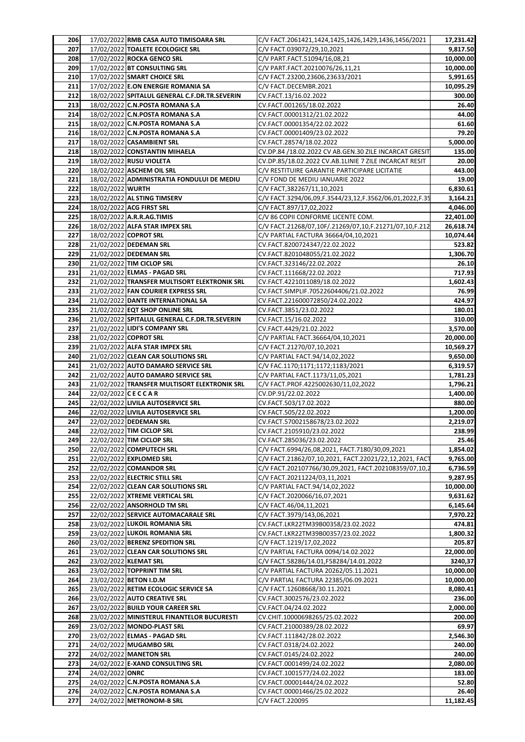| | | | | |
|---|---|---|---|---|
| 206 | 17/02/2022 | RMB CASA AUTO TIMISOARA SRL | C/V FACT.2061421,1424,1425,1426,1429,1436,1456/2021 | 17,231.42 |
| 207 | 17/02/2022 | TOALETE ECOLOGICE SRL | C/V FACT.039072/29,10,2021 | 9,817.50 |
| 208 | 17/02/2022 | ROCKA GENCO SRL | C/V PART.FACT.51094/16,08,21 | 10,000.00 |
| 209 | 17/02/2022 | BT CONSULTING SRL | C/V PART.FACT.20210076/26,11,21 | 10,000.00 |
| 210 | 17/02/2022 | SMART CHOICE SRL | C/V FACT.23200,23606,23633/2021 | 5,991.65 |
| 211 | 17/02/2022 | E.ON ENERGIE ROMANIA SA | C/V FACT.DECEMBR.2021 | 10,095.29 |
| 212 | 18/02/2022 | SPITALUL GENERAL C.F.DR.TR.SEVERIN | CV.FACT.13/16.02.2022 | 300.00 |
| 213 | 18/02/2022 | C.N.POSTA ROMANA S.A | CV.FACT.001265/18.02.2022 | 26.40 |
| 214 | 18/02/2022 | C.N.POSTA ROMANA S.A | CV.FACT.00001312/21.02.2022 | 44.00 |
| 215 | 18/02/2022 | C.N.POSTA ROMANA S.A | CV.FACT.00001354/22.02.2022 | 61.60 |
| 216 | 18/02/2022 | C.N.POSTA ROMANA S.A | CV.FACT.00001409/23.02.2022 | 79.20 |
| 217 | 18/02/2022 | CASAMBIENT SRL | CV.FACT.28574/18.02.2022 | 5,000.00 |
| 218 | 18/02/2022 | CONSTANTIN MIHAELA | CV.DP.84 /18.02.2022 CV AB.GEN.30 ZILE INCARCAT GRESIT | 135.00 |
| 219 | 18/02/2022 | RUSU VIOLETA | CV.DP.85/18.02.2022 CV.AB.1LINIE 7 ZILE INCARCAT RESIT | 20.00 |
| 220 | 18/02/2022 | ASCHEM OIL SRL | C/V RESTITUIRE GARANTIE PARTICIPARE LICITATIE | 443.00 |
| 221 | 18/02/2022 | ADMINISTRATIA FONDULUI DE MEDIU | C/V FOND DE MEDIU IANUARIE 2022 | 19.00 |
| 222 | 18/02/2022 | WURTH | C/V FACT,382267/11,10,2021 | 6,830.61 |
| 223 | 18/02/2022 | AL STING TIMSERV | C/V FACT.3294/06,09,F.3544/23,12,F.3562/06,01,2022,F.35 | 3,164.21 |
| 224 | 18/02/2022 | ACG FIRST SRL | C/V FACT.897/17,02,2022 | 4,046.00 |
| 225 | 18/02/2022 | A.R.R.AG.TIMIS | C/V 86 COPII CONFORME LICENTE COM. | 22,401.00 |
| 226 | 18/02/2022 | ALFA STAR IMPEX SRL | C/V FACT.21268/07,10F/.21269/07,10,F.21271/07,10,F.212 | 26,618.74 |
| 227 | 18/02/2022 | COPROT SRL | C/V PARTIAL FACTURA 36664/04,10,2021 | 10,074.44 |
| 228 | 21/02/2022 | DEDEMAN SRL | CV.FACT.8200724347/22.02.2022 | 523.82 |
| 229 | 21/02/2022 | DEDEMAN SRL | CV.FACT.8201048055/21.02.2022 | 1,306.70 |
| 230 | 21/02/2022 | TIM CICLOP SRL | CV.FACT.323146/22.02.2022 | 26.10 |
| 231 | 21/02/2022 | ELMAS - PAGAD SRL | CV.FACT.111668/22.02.2022 | 717.93 |
| 232 | 21/02/2022 | TRANSFER MULTISORT ELEKTRONIK SRL | CV.FACT.4221011089/18.02.2022 | 1,602.43 |
| 233 | 21/02/2022 | FAN COURIER EXPRESS SRL | CV.FACT.SIMPLIF.70522604406/21.02.2022 | 76.99 |
| 234 | 21/02/2022 | DANTE INTERNATIONAL SA | CV.FACT.221600072850/24.02.2022 | 424.97 |
| 235 | 21/02/2022 | EQT SHOP ONLINE SRL | CV.FACT.3851/23.02.2022 | 180.01 |
| 236 | 21/02/2022 | SPITALUL GENERAL C.F.DR.TR.SEVERIN | CV.FACT.15/16.02.2022 | 310.00 |
| 237 | 21/02/2022 | LIDI'S COMPANY SRL | CV.FACT.4429/21.02.2022 | 3,570.00 |
| 238 | 21/02/2022 | COPROT SRL | C/V PARTIAL FACT.36664/04,10,2021 | 20,000.00 |
| 239 | 21/02/2022 | ALFA STAR IMPEX SRL | C/V FACT.21270/07,10,2021 | 10,569.27 |
| 240 | 21/02/2022 | CLEAN CAR SOLUTIONS SRL | C/V PARTIAL FACT.94/14,02,2022 | 9,650.00 |
| 241 | 21/02/2022 | AUTO DAMARO SERVICE SRL | C/V FAC.1170;1171;1172;1183/2021 | 6,319.57 |
| 242 | 21/02/2022 | AUTO DAMARO SERVICE SRL | C/V PARTIAL FACT.1173/11,05,2021 | 1,781.23 |
| 243 | 21/02/2022 | TRANSFER MULTISORT ELEKTRONIK SRL | C/V FACT.PROF.4225002630/11,02,2022 | 1,796.21 |
| 244 | 22/02/2022 | C E C C A R | CV.DP.91/22.02.2022 | 1,400.00 |
| 245 | 22/02/2022 | LIVILA AUTOSERVICE SRL | CV.FACT.503/17.02.2022 | 880.00 |
| 246 | 22/02/2022 | LIVILA AUTOSERVICE SRL | CV.FACT.505/22.02.2022 | 1,200.00 |
| 247 | 22/02/2022 | DEDEMAN SRL | CV.FACT.57002158678/23.02.2022 | 2,219.07 |
| 248 | 22/02/2022 | TIM CICLOP SRL | CV.FACT.2105910/23.02.2022 | 238.99 |
| 249 | 22/02/2022 | TIM CICLOP SRL | CV.FACT.285036/23.02.2022 | 25.46 |
| 250 | 22/02/2022 | COMPUTECH SRL | C/V FACT.6994/26,08,2021, FACT.7180/30,09,2021 | 1,854.02 |
| 251 | 22/02/2022 | EXPLOMED SRL | C/V FACT.21862/07,10,2021, FACT.22021/22,12,2021, FACT | 9,765.00 |
| 252 | 22/02/2022 | COMANDOR SRL | C/V FACT.202107766/30,09,2021, FACT.202108359/07,10,2 | 6,736.59 |
| 253 | 22/02/2022 | ELECTRIC STILL SRL | C/V FACT.20211224/03,11,2021 | 9,287.95 |
| 254 | 22/02/2022 | CLEAN CAR SOLUTIONS SRL | C/V PARTIAL FACT.94/14,02,2022 | 10,000.00 |
| 255 | 22/02/2022 | XTREME VERTICAL SRL | C/V FACT.2020066/16,07,2021 | 9,631.62 |
| 256 | 22/02/2022 | ANSORHOLD TM SRL | C/V FACT.46/04,11,2021 | 6,145.64 |
| 257 | 22/02/2022 | SERVICE AUTOMACARALE SRL | C/V FACT.3979/143,06,2021 | 7,970.22 |
| 258 | 23/02/2022 | LUKOIL ROMANIA SRL | CV.FACT.LKR22TM39B00358/23.02.2022 | 474.81 |
| 259 | 23/02/2022 | LUKOIL ROMANIA SRL | CV.FACT.LKR22TM39B00357/23.02.2022 | 1,800.32 |
| 260 | 23/02/2022 | BERENZ SPEDITION SRL | C/V FACT.1219/17,02,2022 | 205.87 |
| 261 | 23/02/2022 | CLEAN CAR SOLUTIONS SRL | C/V PARTIAL FACTURA 0094/14.02.2022 | 22,000.00 |
| 262 | 23/02/2022 | KLEMAT SRL | C/V FACT.58286/14.01,F58284/14.01.2022 | 3240,37 |
| 263 | 23/02/2022 | TOPPRINT TIM SRL | C/V PARTIAL FACTURA 20262/05.11.2021 | 10,000.00 |
| 264 | 23/02/2022 | BETON I.D.M | C/V PARTIAL FACTURA 22385/06.09.2021 | 10,000.00 |
| 265 | 23/02/2022 | RETIM ECOLOGIC SERVICE SA | C/V FACT.12608668/30.11.2021 | 8,080.41 |
| 266 | 23/02/2022 | AUTO CREATIVE SRL | CV.FACT.3002576/23.02.2022 | 236.00 |
| 267 | 23/02/2022 | BUILD YOUR CAREER SRL | CV.FACT.04/24.02.2022 | 2,000.00 |
| 268 | 23/02/2022 | MINISTERUL FINANTELOR BUCURESTI | CV.CHIT.10000698265/25.02.2022 | 200.00 |
| 269 | 23/02/2022 | MONDO-PLAST SRL | CV.FACT.21000389/28.02.2022 | 69.97 |
| 270 | 23/02/2022 | ELMAS - PAGAD SRL | CV.FACT.111842/28.02.2022 | 2,546.30 |
| 271 | 24/02/2022 | MUGAMBO SRL | CV.FACT.0318/24.02.2022 | 240.00 |
| 272 | 24/02/2022 | MANETON SRL | CV.FACT.0145/24.02.2022 | 240.00 |
| 273 | 24/02/2022 | E-XAND CONSULTING SRL | CV.FACT.0001499/24.02.2022 | 2,080.00 |
| 274 | 24/02/2022 | ONRC | CV.FACT.1001577/24.02.2022 | 183.00 |
| 275 | 24/02/2022 | C.N.POSTA ROMANA S.A | CV.FACT.00001444/24.02.2022 | 52.80 |
| 276 | 24/02/2022 | C.N.POSTA ROMANA S.A | CV.FACT.00001466/25.02.2022 | 26.40 |
| 277 | 24/02/2022 | METRONOM-B SRL | C/V FACT.220095 | 11,182.45 |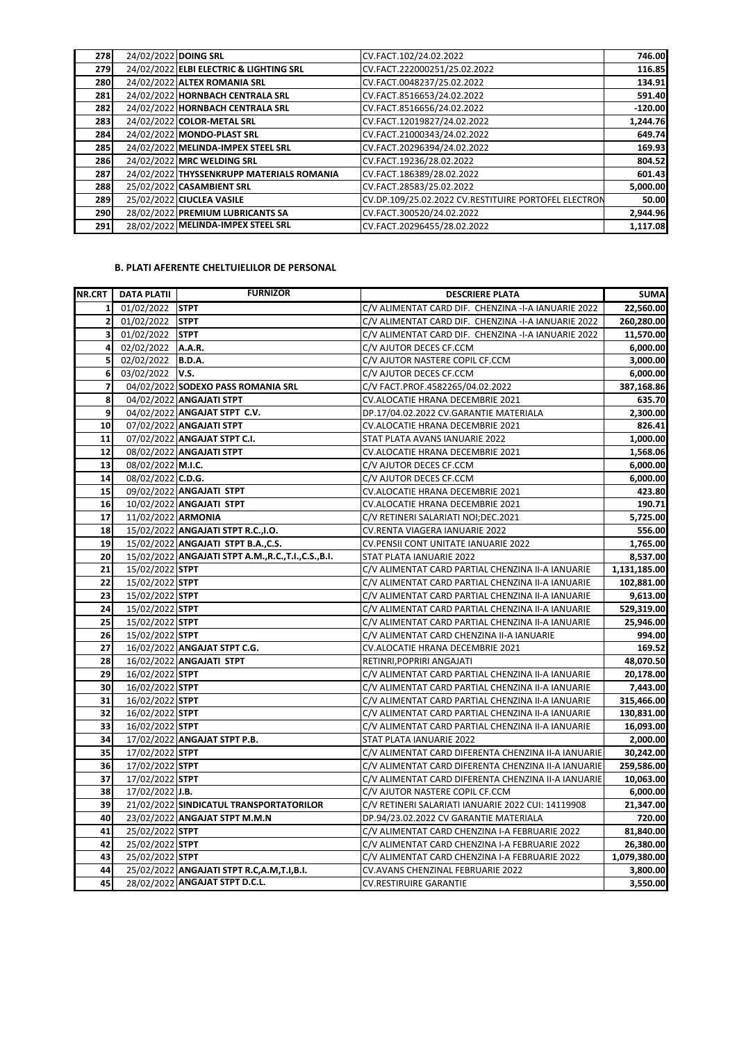| | | | | |
|---|---|---|---|---|
| 278 | 24/02/2022 | DOING SRL | CV.FACT.102/24.02.2022 | 746.00 |
| 279 | 24/02/2022 | ELBI ELECTRIC & LIGHTING SRL | CV.FACT.222000251/25.02.2022 | 116.85 |
| 280 | 24/02/2022 | ALTEX ROMANIA SRL | CV.FACT.0048237/25.02.2022 | 134.91 |
| 281 | 24/02/2022 | HORNBACH CENTRALA SRL | CV.FACT.8516653/24.02.2022 | 591.40 |
| 282 | 24/02/2022 | HORNBACH CENTRALA SRL | CV.FACT.8516656/24.02.2022 | -120.00 |
| 283 | 24/02/2022 | COLOR-METAL SRL | CV.FACT.12019827/24.02.2022 | 1,244.76 |
| 284 | 24/02/2022 | MONDO-PLAST SRL | CV.FACT.21000343/24.02.2022 | 649.74 |
| 285 | 24/02/2022 | MELINDA-IMPEX STEEL SRL | CV.FACT.20296394/24.02.2022 | 169.93 |
| 286 | 24/02/2022 | MRC WELDING SRL | CV.FACT.19236/28.02.2022 | 804.52 |
| 287 | 24/02/2022 | THYSSENKRUPP MATERIALS ROMANIA | CV.FACT.186389/28.02.2022 | 601.43 |
| 288 | 25/02/2022 | CASAMBIENT SRL | CV.FACT.28583/25.02.2022 | 5,000.00 |
| 289 | 25/02/2022 | CIUCLEA VASILE | CV.DP.109/25.02.2022 CV.RESTITUIRE PORTOFEL ELECTRON | 50.00 |
| 290 | 28/02/2022 | PREMIUM LUBRICANTS SA | CV.FACT.300520/24.02.2022 | 2,944.96 |
| 291 | 28/02/2022 | MELINDA-IMPEX STEEL SRL | CV.FACT.20296455/28.02.2022 | 1,117.08 |

**B. PLATI AFERENTE CHELTUIELILOR DE PERSONAL**

| NR.CRT | DATA PLATII | FURNIZOR | DESCRIERE PLATA | SUMA |
|---|---|---|---|---|
| 1 | 01/02/2022 | STPT | C/V ALIMENTAT CARD DIF. CHENZINA -I-A IANUARIE 2022 | 22,560.00 |
| 2 | 01/02/2022 | STPT | C/V ALIMENTAT CARD DIF. CHENZINA -I-A IANUARIE 2022 | 260,280.00 |
| 3 | 01/02/2022 | STPT | C/V ALIMENTAT CARD DIF. CHENZINA -I-A IANUARIE 2022 | 11,570.00 |
| 4 | 02/02/2022 | A.A.R. | C/V AJUTOR DECES CF.CCM | 6,000.00 |
| 5 | 02/02/2022 | B.D.A. | C/V AJUTOR NASTERE COPIL CF.CCM | 3,000.00 |
| 6 | 03/02/2022 | V.S. | C/V AJUTOR DECES CF.CCM | 6,000.00 |
| 7 | 04/02/2022 | SODEXO PASS ROMANIA SRL | C/V FACT.PROF.4582265/04.02.2022 | 387,168.86 |
| 8 | 04/02/2022 | ANGAJATI STPT | CV.ALOCATIE HRANA DECEMBRIE 2021 | 635.70 |
| 9 | 04/02/2022 | ANGAJAT STPT C.V. | DP.17/04.02.2022 CV.GARANTIE MATERIALA | 2,300.00 |
| 10 | 07/02/2022 | ANGAJATI STPT | CV.ALOCATIE HRANA DECEMBRIE 2021 | 826.41 |
| 11 | 07/02/2022 | ANGAJAT STPT C.I. | STAT PLATA AVANS IANUARIE 2022 | 1,000.00 |
| 12 | 08/02/2022 | ANGAJATI STPT | CV.ALOCATIE HRANA DECEMBRIE 2021 | 1,568.06 |
| 13 | 08/02/2022 | M.I.C. | C/V AJUTOR DECES CF.CCM | 6,000.00 |
| 14 | 08/02/2022 | C.D.G. | C/V AJUTOR DECES CF.CCM | 6,000.00 |
| 15 | 09/02/2022 | ANGAJATI STPT | CV.ALOCATIE HRANA DECEMBRIE 2021 | 423.80 |
| 16 | 10/02/2022 | ANGAJATI STPT | CV.ALOCATIE HRANA DECEMBRIE 2021 | 190.71 |
| 17 | 11/02/2022 | ARMONIA | C/V RETINERI SALARIATI NOI;DEC.2021 | 5,725.00 |
| 18 | 15/02/2022 | ANGAJATI STPT R.C.,I.O. | CV.RENTA VIAGERA IANUARIE 2022 | 556.00 |
| 19 | 15/02/2022 | ANGAJATI STPT B.A.,C.S. | CV.PENSII CONT UNITATE IANUARIE 2022 | 1,765.00 |
| 20 | 15/02/2022 | ANGAJATI STPT A.M.,R.C.,T.I.,C.S.,B.I. | STAT PLATA IANUARIE 2022 | 8,537.00 |
| 21 | 15/02/2022 | STPT | C/V ALIMENTAT CARD PARTIAL CHENZINA II-A IANUARIE | 1,131,185.00 |
| 22 | 15/02/2022 | STPT | C/V ALIMENTAT CARD PARTIAL CHENZINA II-A IANUARIE | 102,881.00 |
| 23 | 15/02/2022 | STPT | C/V ALIMENTAT CARD PARTIAL CHENZINA II-A IANUARIE | 9,613.00 |
| 24 | 15/02/2022 | STPT | C/V ALIMENTAT CARD PARTIAL CHENZINA II-A IANUARIE | 529,319.00 |
| 25 | 15/02/2022 | STPT | C/V ALIMENTAT CARD PARTIAL CHENZINA II-A IANUARIE | 25,946.00 |
| 26 | 15/02/2022 | STPT | C/V ALIMENTAT CARD CHENZINA II-A IANUARIE | 994.00 |
| 27 | 16/02/2022 | ANGAJAT STPT C.G. | CV.ALOCATIE HRANA DECEMBRIE 2021 | 169.52 |
| 28 | 16/02/2022 | ANGAJATI STPT | RETINRI,POPRIRI ANGAJATI | 48,070.50 |
| 29 | 16/02/2022 | STPT | C/V ALIMENTAT CARD PARTIAL CHENZINA II-A IANUARIE | 20,178.00 |
| 30 | 16/02/2022 | STPT | C/V ALIMENTAT CARD PARTIAL CHENZINA II-A IANUARIE | 7,443.00 |
| 31 | 16/02/2022 | STPT | C/V ALIMENTAT CARD PARTIAL CHENZINA II-A IANUARIE | 315,466.00 |
| 32 | 16/02/2022 | STPT | C/V ALIMENTAT CARD PARTIAL CHENZINA II-A IANUARIE | 130,831.00 |
| 33 | 16/02/2022 | STPT | C/V ALIMENTAT CARD PARTIAL CHENZINA II-A IANUARIE | 16,093.00 |
| 34 | 17/02/2022 | ANGAJAT STPT P.B. | STAT PLATA IANUARIE 2022 | 2,000.00 |
| 35 | 17/02/2022 | STPT | C/V ALIMENTAT CARD DIFERENTA CHENZINA II-A IANUARIE | 30,242.00 |
| 36 | 17/02/2022 | STPT | C/V ALIMENTAT CARD DIFERENTA CHENZINA II-A IANUARIE | 259,586.00 |
| 37 | 17/02/2022 | STPT | C/V ALIMENTAT CARD DIFERENTA CHENZINA II-A IANUARIE | 10,063.00 |
| 38 | 17/02/2022 | J.B. | C/V AJUTOR NASTERE COPIL CF.CCM | 6,000.00 |
| 39 | 21/02/2022 | SINDICATUL TRANSPORTATORILOR | C/V RETINERI SALARIATI IANUARIE 2022 CUI: 14119908 | 21,347.00 |
| 40 | 23/02/2022 | ANGAJAT STPT M.M.N | DP.94/23.02.2022 CV GARANTIE MATERIALA | 720.00 |
| 41 | 25/02/2022 | STPT | C/V ALIMENTAT CARD CHENZINA I-A FEBRUARIE 2022 | 81,840.00 |
| 42 | 25/02/2022 | STPT | C/V ALIMENTAT CARD CHENZINA I-A FEBRUARIE 2022 | 26,380.00 |
| 43 | 25/02/2022 | STPT | C/V ALIMENTAT CARD CHENZINA I-A FEBRUARIE 2022 | 1,079,380.00 |
| 44 | 25/02/2022 | ANGAJATI STPT R.C,A.M,T.I,B.I. | CV.AVANS CHENZINAL FEBRUARIE 2022 | 3,800.00 |
| 45 | 28/02/2022 | ANGAJAT STPT D.C.L. | CV.RESTIRUIRE GARANTIE | 3,550.00 |